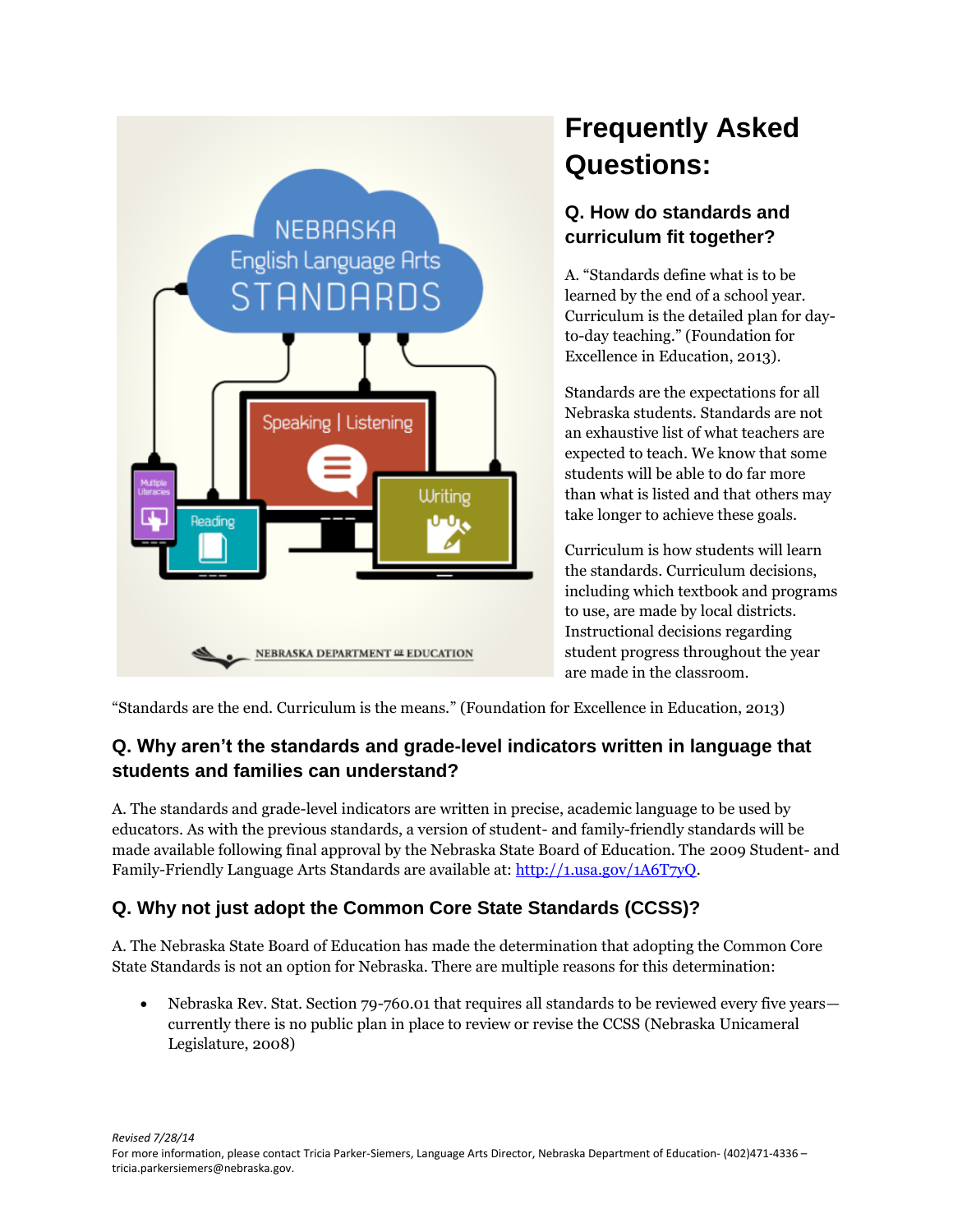# Frequently Asked Questions:

## Q. How do standards and curriculum fit together?

A. "Standards define what is to be learned by the end of a school year. Curriculum is the detailed plan for day-to-day teaching." (Foundation for Excellence in Education, 2013).

Standards are the expectations for all Nebraska students. Standards are not an exhaustive list of what teachers are expected to teach. We know that some students will be able to do far more than what is listed and that others may take longer to achieve these goals.

Curriculum is how students will learn the standards. Curriculum decisions, including which textbook and programs to use, are made by local districts. Instructional decisions regarding student progress throughout the year are made in the classroom.

"Standards are the end. Curriculum is the means." (Foundation for Excellence in Education, 2013)

## Q. Why aren't the standards and grade-level indicators written in language that students and families can understand?

A. The standards and grade-level indicators are written in precise, academic language to be used by educators. As with the previous standards, a version of student- and family-friendly standards will be made available following final approval by the Nebraska State Board of Education. The 2009 Student- and Family-Friendly Language Arts Standards are available at: [http://1.usa.gov/1A6T7yQ](http://1.usa.gov/1A6T7yQ).

## Q. Why not just adopt the Common Core State Standards (CCSS)?

A. The Nebraska State Board of Education has made the determination that adopting the Common Core State Standards is not an option for Nebraska. There are multiple reasons for this determination:

- Nebraska Rev. Stat. Section 79-760.01 that requires all standards to be reviewed every five years—currently there is no public plan in place to review or revise the CCSS (Nebraska Unicameral Legislature, 2008)

*Revised 7/28/14*

For more information, please contact Tricia Parker-Siemers, Language Arts Director, Nebraska Department of Education- (402)471-4336 – tricia.parkersiemers@nebraska.gov.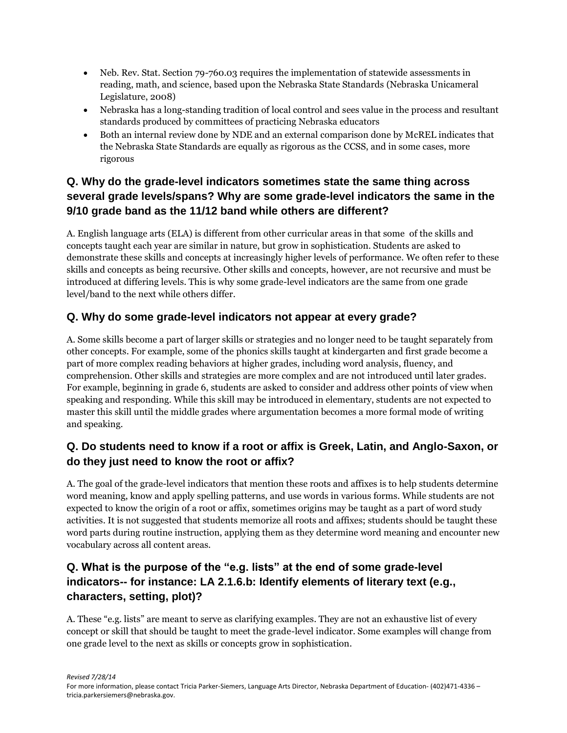- Neb. Rev. Stat. Section 79-760.03 requires the implementation of statewide assessments in reading, math, and science, based upon the Nebraska State Standards (Nebraska Unicameral Legislature, 2008)
- Nebraska has a long-standing tradition of local control and sees value in the process and resultant standards produced by committees of practicing Nebraska educators
- Both an internal review done by NDE and an external comparison done by McREL indicates that the Nebraska State Standards are equally as rigorous as the CCSS, and in some cases, more rigorous

## Q. Why do the grade-level indicators sometimes state the same thing across several grade levels/spans? Why are some grade-level indicators the same in the 9/10 grade band as the 11/12 band while others are different?

A. English language arts (ELA) is different from other curricular areas in that some of the skills and concepts taught each year are similar in nature, but grow in sophistication. Students are asked to demonstrate these skills and concepts at increasingly higher levels of performance. We often refer to these skills and concepts as being recursive. Other skills and concepts, however, are not recursive and must be introduced at differing levels. This is why some grade-level indicators are the same from one grade level/band to the next while others differ.

## Q. Why do some grade-level indicators not appear at every grade?

A. Some skills become a part of larger skills or strategies and no longer need to be taught separately from other concepts. For example, some of the phonics skills taught at kindergarten and first grade become a part of more complex reading behaviors at higher grades, including word analysis, fluency, and comprehension. Other skills and strategies are more complex and are not introduced until later grades. For example, beginning in grade 6, students are asked to consider and address other points of view when speaking and responding. While this skill may be introduced in elementary, students are not expected to master this skill until the middle grades where argumentation becomes a more formal mode of writing and speaking.

## Q. Do students need to know if a root or affix is Greek, Latin, and Anglo-Saxon, or do they just need to know the root or affix?

A. The goal of the grade-level indicators that mention these roots and affixes is to help students determine word meaning, know and apply spelling patterns, and use words in various forms. While students are not expected to know the origin of a root or affix, sometimes origins may be taught as a part of word study activities. It is not suggested that students memorize all roots and affixes; students should be taught these word parts during routine instruction, applying them as they determine word meaning and encounter new vocabulary across all content areas.

## Q. What is the purpose of the "e.g. lists" at the end of some grade-level indicators-- for instance: LA 2.1.6.b: Identify elements of literary text (e.g., characters, setting, plot)?

A. These "e.g. lists" are meant to serve as clarifying examples. They are not an exhaustive list of every concept or skill that should be taught to meet the grade-level indicator. Some examples will change from one grade level to the next as skills or concepts grow in sophistication.

*Revised 7/28/14*

For more information, please contact Tricia Parker-Siemers, Language Arts Director, Nebraska Department of Education- (402)471-4336 – tricia.parkersiemers@nebraska.gov.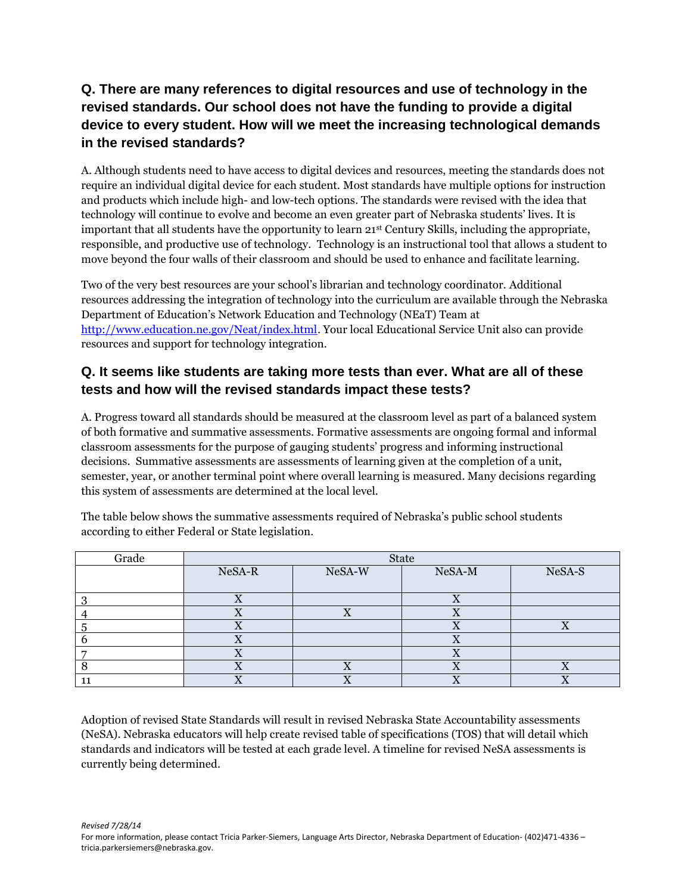## Q. There are many references to digital resources and use of technology in the revised standards. Our school does not have the funding to provide a digital device to every student. How will we meet the increasing technological demands in the revised standards?

A. Although students need to have access to digital devices and resources, meeting the standards does not require an individual digital device for each student. Most standards have multiple options for instruction and products which include high- and low-tech options. The standards were revised with the idea that technology will continue to evolve and become an even greater part of Nebraska students' lives. It is important that all students have the opportunity to learn 21st Century Skills, including the appropriate, responsible, and productive use of technology. Technology is an instructional tool that allows a student to move beyond the four walls of their classroom and should be used to enhance and facilitate learning.

Two of the very best resources are your school's librarian and technology coordinator. Additional resources addressing the integration of technology into the curriculum are available through the Nebraska Department of Education's Network Education and Technology (NEaT) Team at http://www.education.ne.gov/Neat/index.html. Your local Educational Service Unit also can provide resources and support for technology integration.

## Q. It seems like students are taking more tests than ever. What are all of these tests and how will the revised standards impact these tests?

A. Progress toward all standards should be measured at the classroom level as part of a balanced system of both formative and summative assessments. Formative assessments are ongoing formal and informal classroom assessments for the purpose of gauging students' progress and informing instructional decisions. Summative assessments are assessments of learning given at the completion of a unit, semester, year, or another terminal point where overall learning is measured. Many decisions regarding this system of assessments are determined at the local level.

The table below shows the summative assessments required of Nebraska's public school students according to either Federal or State legislation.

| Grade | State | | | |
|---|---|---|---|---|
| | NeSA-R | NeSA-W | NeSA-M | NeSA-S |
| 3 | X | | X | |
| 4 | X | X | X | |
| 5 | X | | X | X |
| 6 | X | | X | |
| 7 | X | | X | |
| 8 | X | X | X | X |
| 11 | X | X | X | X |

Adoption of revised State Standards will result in revised Nebraska State Accountability assessments (NeSA). Nebraska educators will help create revised table of specifications (TOS) that will detail which standards and indicators will be tested at each grade level. A timeline for revised NeSA assessments is currently being determined.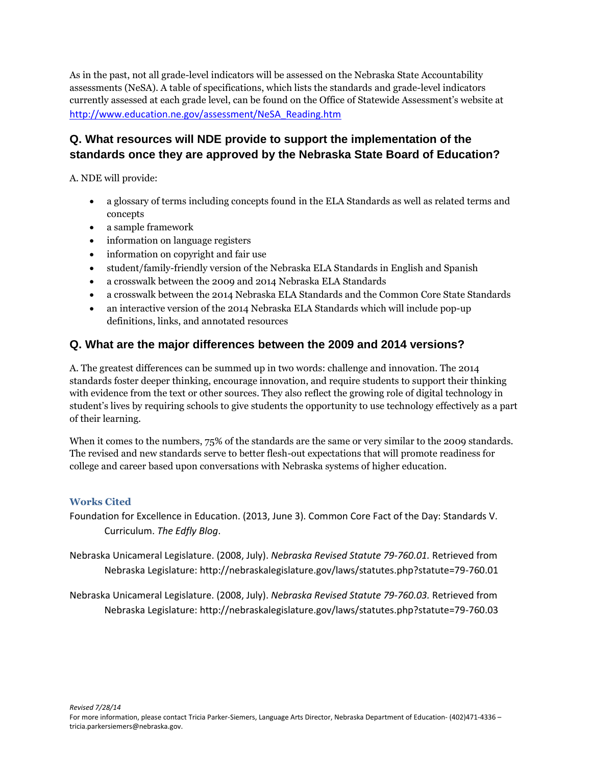As in the past, not all grade-level indicators will be assessed on the Nebraska State Accountability assessments (NeSA). A table of specifications, which lists the standards and grade-level indicators currently assessed at each grade level, can be found on the Office of Statewide Assessment's website at http://www.education.ne.gov/assessment/NeSA_Reading.htm

## Q. What resources will NDE provide to support the implementation of the standards once they are approved by the Nebraska State Board of Education?

A. NDE will provide:

- a glossary of terms including concepts found in the ELA Standards as well as related terms and concepts
- a sample framework
- information on language registers
- information on copyright and fair use
- student/family-friendly version of the Nebraska ELA Standards in English and Spanish
- a crosswalk between the 2009 and 2014 Nebraska ELA Standards
- a crosswalk between the 2014 Nebraska ELA Standards and the Common Core State Standards
- an interactive version of the 2014 Nebraska ELA Standards which will include pop-up definitions, links, and annotated resources

## Q. What are the major differences between the 2009 and 2014 versions?

A. The greatest differences can be summed up in two words: challenge and innovation. The 2014 standards foster deeper thinking, encourage innovation, and require students to support their thinking with evidence from the text or other sources. They also reflect the growing role of digital technology in student's lives by requiring schools to give students the opportunity to use technology effectively as a part of their learning.

When it comes to the numbers, 75% of the standards are the same or very similar to the 2009 standards. The revised and new standards serve to better flesh-out expectations that will promote readiness for college and career based upon conversations with Nebraska systems of higher education.

### Works Cited

Foundation for Excellence in Education. (2013, June 3). Common Core Fact of the Day: Standards V. Curriculum. *The Edfly Blog*.

Nebraska Unicameral Legislature. (2008, July). *Nebraska Revised Statute 79-760.01.* Retrieved from Nebraska Legislature: http://nebraskalegislature.gov/laws/statutes.php?statute=79-760.01

Nebraska Unicameral Legislature. (2008, July). *Nebraska Revised Statute 79-760.03.* Retrieved from Nebraska Legislature: http://nebraskalegislature.gov/laws/statutes.php?statute=79-760.03

*Revised 7/28/14*

For more information, please contact Tricia Parker-Siemers, Language Arts Director, Nebraska Department of Education- (402)471-4336 – tricia.parkersiemers@nebraska.gov.